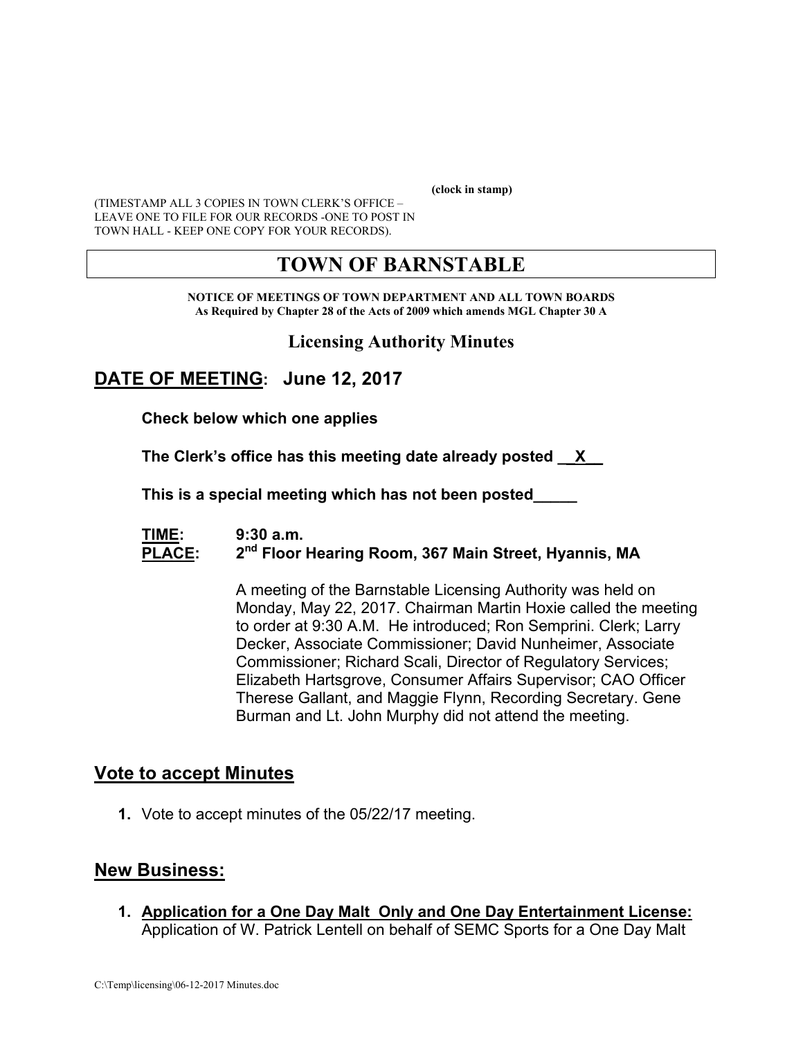(clock in stamp)

(TIMESTAMP ALL 3 COPIES IN TOWN CLERK'S OFFICE – LEAVE ONE TO FILE FOR OUR RECORDS -ONE TO POST IN TOWN HALL - KEEP ONE COPY FOR YOUR RECORDS).

# TOWN OF BARNSTABLE

**NOTICE OF MEETINGS OF TOWN DEPARTMENT AND ALL TOWN BOARDS**
**As Required by Chapter 28 of the Acts of 2009 which amends MGL Chapter 30 A**

### Licensing Authority Minutes

## DATE OF MEETING: June 12, 2017

**Check below which one applies**

**The Clerk's office has this meeting date already posted \_\_X\_\_**

**This is a special meeting which has not been posted\_\_\_\_\_**

**TIME:** **9:30 a.m.**
**PLACE:** **2nd Floor Hearing Room, 367 Main Street, Hyannis, MA**

A meeting of the Barnstable Licensing Authority was held on Monday, May 22, 2017. Chairman Martin Hoxie called the meeting to order at 9:30 A.M. He introduced; Ron Semprini. Clerk; Larry Decker, Associate Commissioner; David Nunheimer, Associate Commissioner; Richard Scali, Director of Regulatory Services; Elizabeth Hartsgrove, Consumer Affairs Supervisor; CAO Officer Therese Gallant, and Maggie Flynn, Recording Secretary. Gene Burman and Lt. John Murphy did not attend the meeting.

## Vote to accept Minutes

1. Vote to accept minutes of the 05/22/17 meeting.

## New Business:

1. **Application for a One Day Malt Only and One Day Entertainment License:** Application of W. Patrick Lentell on behalf of SEMC Sports for a One Day Malt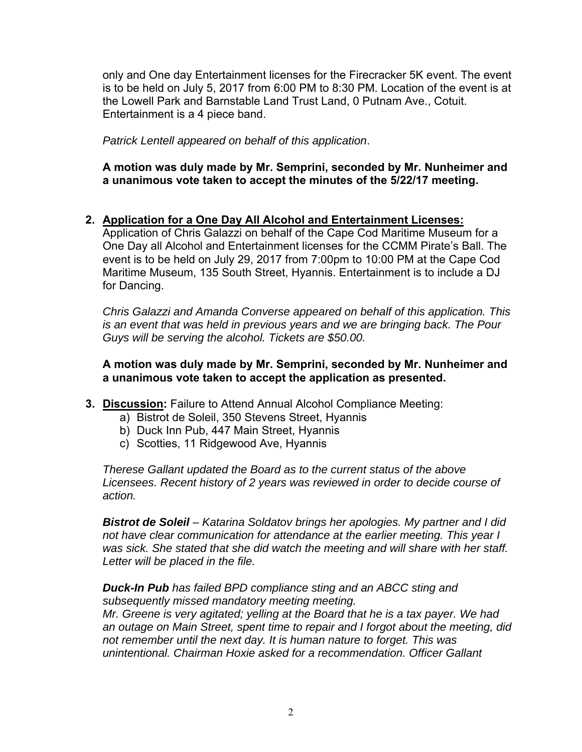only and One day Entertainment licenses for the Firecracker 5K event. The event is to be held on July 5, 2017 from 6:00 PM to 8:30 PM. Location of the event is at the Lowell Park and Barnstable Land Trust Land, 0 Putnam Ave., Cotuit. Entertainment is a 4 piece band.

*Patrick Lentell appeared on behalf of this application*.

**A motion was duly made by Mr. Semprini, seconded by Mr. Nunheimer and a unanimous vote taken to accept the minutes of the 5/22/17 meeting.**

2. **<u>Application for a One Day All Alcohol and Entertainment Licenses:</u>**
   Application of Chris Galazzi on behalf of the Cape Cod Maritime Museum for a One Day all Alcohol and Entertainment licenses for the CCMM Pirate's Ball. The event is to be held on July 29, 2017 from 7:00pm to 10:00 PM at the Cape Cod Maritime Museum, 135 South Street, Hyannis. Entertainment is to include a DJ for Dancing.

   *Chris Galazzi and Amanda Converse appeared on behalf of this application. This is an event that was held in previous years and we are bringing back. The Pour Guys will be serving the alcohol. Tickets are $50.00.*

   **A motion was duly made by Mr. Semprini, seconded by Mr. Nunheimer and a unanimous vote taken to accept the application as presented.**

3. **<u>Discussion</u>:** Failure to Attend Annual Alcohol Compliance Meeting:
   a) Bistrot de Soleil, 350 Stevens Street, Hyannis
   b) Duck Inn Pub, 447 Main Street, Hyannis
   c) Scotties, 11 Ridgewood Ave, Hyannis

   *Therese Gallant updated the Board as to the current status of the above Licensees. Recent history of 2 years was reviewed in order to decide course of action.*

   ***Bistrot de Soleil** – Katarina Soldatov brings her apologies. My partner and I did not have clear communication for attendance at the earlier meeting. This year I was sick. She stated that she did watch the meeting and will share with her staff. Letter will be placed in the file.*

   ***Duck-In Pub** has failed BPD compliance sting and an ABCC sting and subsequently missed mandatory meeting meeting.*
   *Mr. Greene is very agitated; yelling at the Board that he is a tax payer. We had an outage on Main Street, spent time to repair and I forgot about the meeting, did not remember until the next day. It is human nature to forget. This was unintentional. Chairman Hoxie asked for a recommendation. Officer Gallant*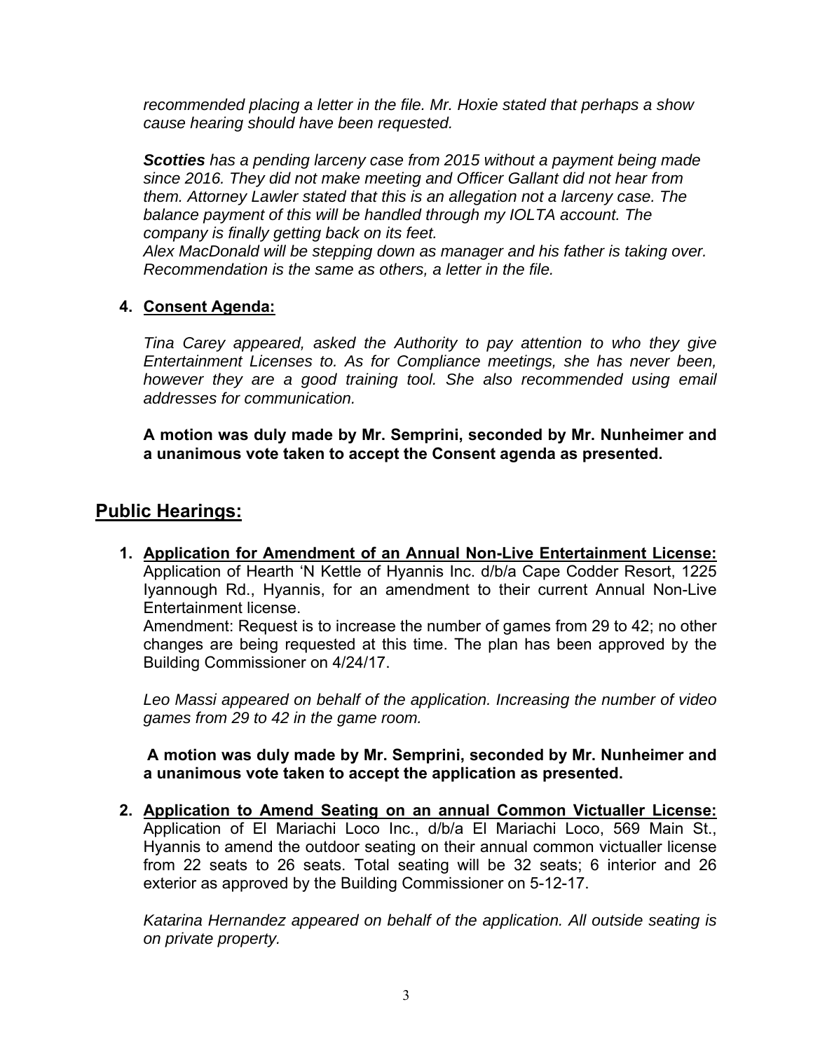*recommended placing a letter in the file. Mr. Hoxie stated that perhaps a show cause hearing should have been requested.*

***Scotties** has a pending larceny case from 2015 without a payment being made since 2016. They did not make meeting and Officer Gallant did not hear from them. Attorney Lawler stated that this is an allegation not a larceny case. The balance payment of this will be handled through my IOLTA account. The company is finally getting back on its feet.*
*Alex MacDonald will be stepping down as manager and his father is taking over. Recommendation is the same as others, a letter in the file.*

**4. <u>Consent Agenda:</u>**

*Tina Carey appeared, asked the Authority to pay attention to who they give Entertainment Licenses to. As for Compliance meetings, she has never been, however they are a good training tool. She also recommended using email addresses for communication.*

**A motion was duly made by Mr. Semprini, seconded by Mr. Nunheimer and a unanimous vote taken to accept the Consent agenda as presented.**

## <u>Public Hearings:</u>

1. **<u>Application for Amendment of an Annual Non-Live Entertainment License:</u>** Application of Hearth 'N Kettle of Hyannis Inc. d/b/a Cape Codder Resort, 1225 Iyannough Rd., Hyannis, for an amendment to their current Annual Non-Live Entertainment license.
   Amendment: Request is to increase the number of games from 29 to 42; no other changes are being requested at this time. The plan has been approved by the Building Commissioner on 4/24/17.

   *Leo Massi appeared on behalf of the application. Increasing the number of video games from 29 to 42 in the game room.*

   **A motion was duly made by Mr. Semprini, seconded by Mr. Nunheimer and a unanimous vote taken to accept the application as presented.**

2. **<u>Application to Amend Seating on an annual Common Victualler License:</u>** Application of El Mariachi Loco Inc., d/b/a El Mariachi Loco, 569 Main St., Hyannis to amend the outdoor seating on their annual common victualler license from 22 seats to 26 seats. Total seating will be 32 seats; 6 interior and 26 exterior as approved by the Building Commissioner on 5-12-17.

   *Katarina Hernandez appeared on behalf of the application. All outside seating is on private property.*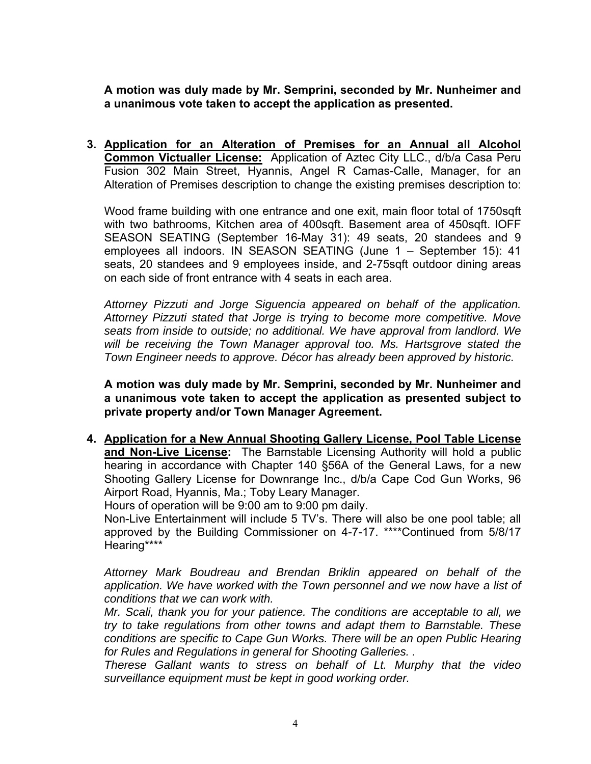**A motion was duly made by Mr. Semprini, seconded by Mr. Nunheimer and a unanimous vote taken to accept the application as presented.**

3. **<u>Application for an Alteration of Premises for an Annual all Alcohol Common Victualler License:</u>** Application of Aztec City LLC., d/b/a Casa Peru Fusion 302 Main Street, Hyannis, Angel R Camas-Calle, Manager, for an Alteration of Premises description to change the existing premises description to:

   Wood frame building with one entrance and one exit, main floor total of 1750sqft with two bathrooms, Kitchen area of 400sqft. Basement area of 450sqft. IOFF SEASON SEATING (September 16-May 31): 49 seats, 20 standees and 9 employees all indoors. IN SEASON SEATING (June 1 – September 15): 41 seats, 20 standees and 9 employees inside, and 2-75sqft outdoor dining areas on each side of front entrance with 4 seats in each area.

   *Attorney Pizzuti and Jorge Siguencia appeared on behalf of the application. Attorney Pizzuti stated that Jorge is trying to become more competitive. Move seats from inside to outside; no additional. We have approval from landlord. We will be receiving the Town Manager approval too. Ms. Hartsgrove stated the Town Engineer needs to approve. Décor has already been approved by historic.*

   **A motion was duly made by Mr. Semprini, seconded by Mr. Nunheimer and a unanimous vote taken to accept the application as presented subject to private property and/or Town Manager Agreement.**

4. **<u>Application for a New Annual Shooting Gallery License, Pool Table License and Non-Live License</u>:** The Barnstable Licensing Authority will hold a public hearing in accordance with Chapter 140 §56A of the General Laws, for a new Shooting Gallery License for Downrange Inc., d/b/a Cape Cod Gun Works, 96 Airport Road, Hyannis, Ma.; Toby Leary Manager.
   Hours of operation will be 9:00 am to 9:00 pm daily.
   Non-Live Entertainment will include 5 TV's. There will also be one pool table; all approved by the Building Commissioner on 4-7-17. ****Continued from 5/8/17 Hearing****

   *Attorney Mark Boudreau and Brendan Briklin appeared on behalf of the application. We have worked with the Town personnel and we now have a list of conditions that we can work with.*
   *Mr. Scali, thank you for your patience. The conditions are acceptable to all, we try to take regulations from other towns and adapt them to Barnstable. These conditions are specific to Cape Gun Works. There will be an open Public Hearing for Rules and Regulations in general for Shooting Galleries. .*
   *Therese Gallant wants to stress on behalf of Lt. Murphy that the video surveillance equipment must be kept in good working order.*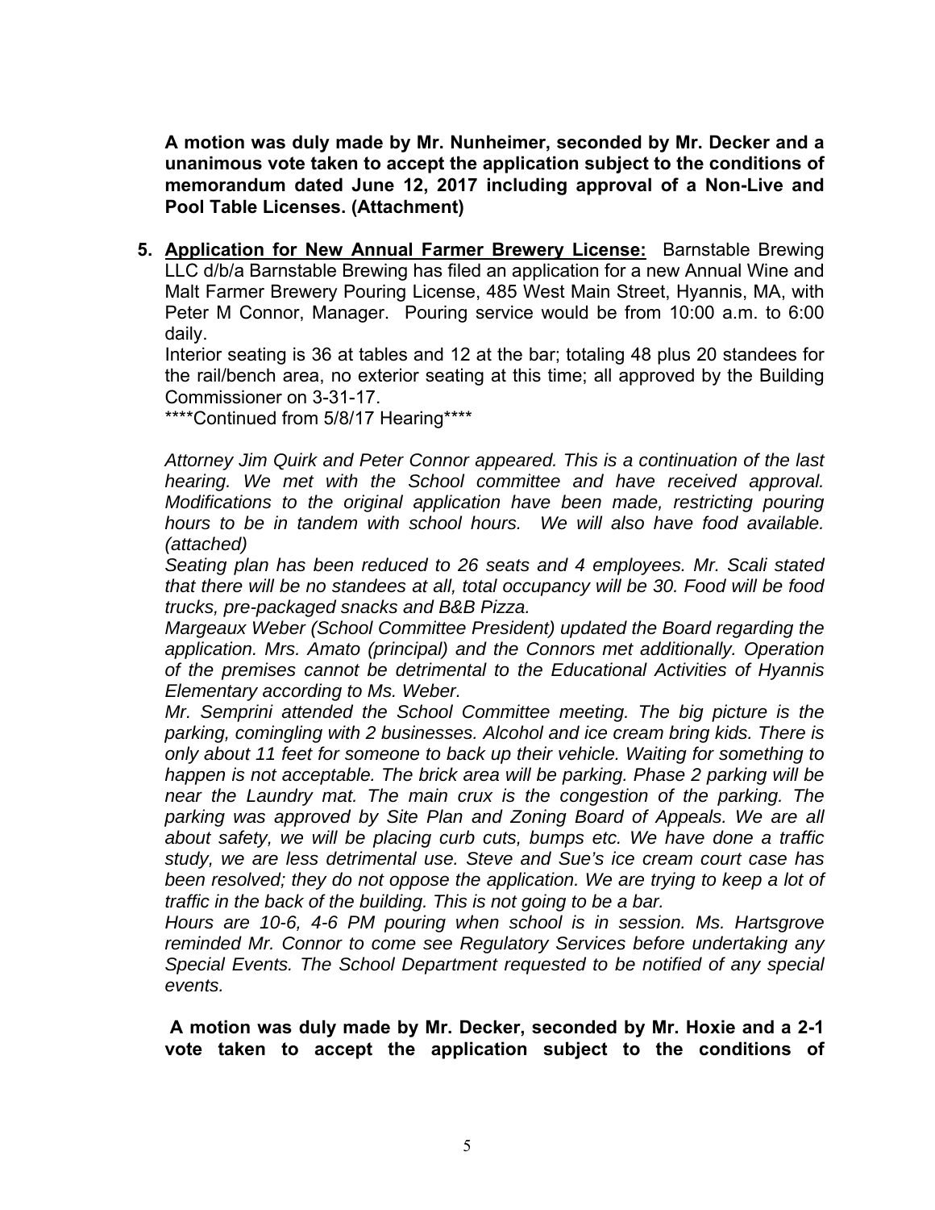**A motion was duly made by Mr. Nunheimer, seconded by Mr. Decker and a unanimous vote taken to accept the application subject to the conditions of memorandum dated June 12, 2017 including approval of a Non-Live and Pool Table Licenses. (Attachment)**

5. **<u>Application for New Annual Farmer Brewery License:</u>** Barnstable Brewing LLC d/b/a Barnstable Brewing has filed an application for a new Annual Wine and Malt Farmer Brewery Pouring License, 485 West Main Street, Hyannis, MA, with Peter M Connor, Manager. Pouring service would be from 10:00 a.m. to 6:00 daily.
   Interior seating is 36 at tables and 12 at the bar; totaling 48 plus 20 standees for the rail/bench area, no exterior seating at this time; all approved by the Building Commissioner on 3-31-17.
   ****Continued from 5/8/17 Hearing****

   *Attorney Jim Quirk and Peter Connor appeared. This is a continuation of the last hearing. We met with the School committee and have received approval. Modifications to the original application have been made, restricting pouring hours to be in tandem with school hours. We will also have food available. (attached)*
   *Seating plan has been reduced to 26 seats and 4 employees. Mr. Scali stated that there will be no standees at all, total occupancy will be 30. Food will be food trucks, pre-packaged snacks and B&B Pizza.*
   *Margeaux Weber (School Committee President) updated the Board regarding the application. Mrs. Amato (principal) and the Connors met additionally. Operation of the premises cannot be detrimental to the Educational Activities of Hyannis Elementary according to Ms. Weber.*
   *Mr. Semprini attended the School Committee meeting. The big picture is the parking, comingling with 2 businesses. Alcohol and ice cream bring kids. There is only about 11 feet for someone to back up their vehicle. Waiting for something to happen is not acceptable. The brick area will be parking. Phase 2 parking will be near the Laundry mat. The main crux is the congestion of the parking. The parking was approved by Site Plan and Zoning Board of Appeals. We are all about safety, we will be placing curb cuts, bumps etc. We have done a traffic study, we are less detrimental use. Steve and Sue's ice cream court case has been resolved; they do not oppose the application. We are trying to keep a lot of traffic in the back of the building. This is not going to be a bar.*
   *Hours are 10-6, 4-6 PM pouring when school is in session. Ms. Hartsgrove reminded Mr. Connor to come see Regulatory Services before undertaking any Special Events. The School Department requested to be notified of any special events.*

   **A motion was duly made by Mr. Decker, seconded by Mr. Hoxie and a 2-1 vote taken to accept the application subject to the conditions of**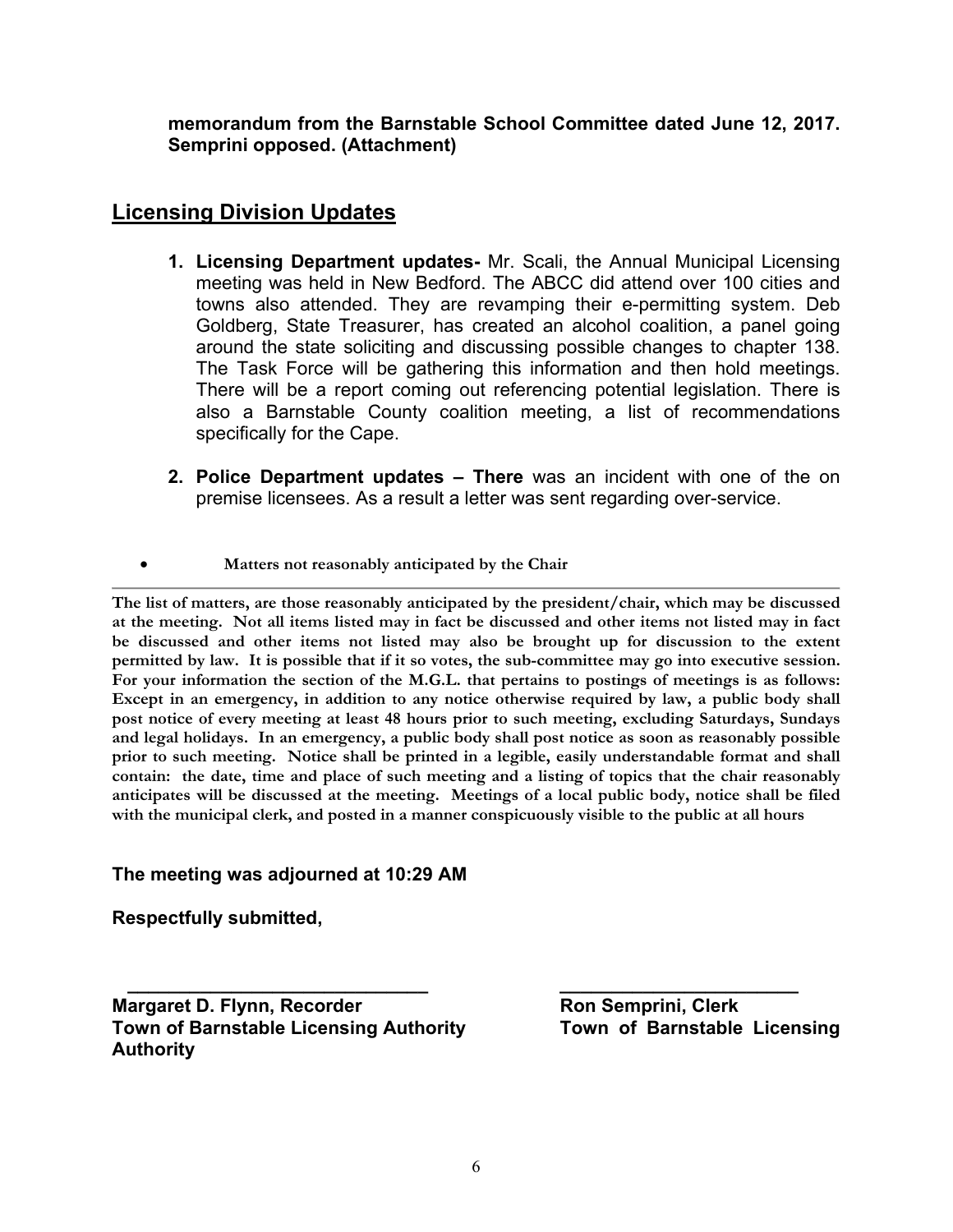**memorandum from the Barnstable School Committee dated June 12, 2017. Semprini opposed. (Attachment)**

## Licensing Division Updates

1. **Licensing Department updates-** Mr. Scali, the Annual Municipal Licensing meeting was held in New Bedford. The ABCC did attend over 100 cities and towns also attended. They are revamping their e-permitting system. Deb Goldberg, State Treasurer, has created an alcohol coalition, a panel going around the state soliciting and discussing possible changes to chapter 138. The Task Force will be gathering this information and then hold meetings. There will be a report coming out referencing potential legislation. There is also a Barnstable County coalition meeting, a list of recommendations specifically for the Cape.

2. **Police Department updates – There** was an incident with one of the on premise licensees. As a result a letter was sent regarding over-service.

- **Matters not reasonably anticipated by the Chair**

---

**The list of matters, are those reasonably anticipated by the president/chair, which may be discussed at the meeting. Not all items listed may in fact be discussed and other items not listed may in fact be discussed and other items not listed may also be brought up for discussion to the extent permitted by law. It is possible that if it so votes, the sub-committee may go into executive session. For your information the section of the M.G.L. that pertains to postings of meetings is as follows: Except in an emergency, in addition to any notice otherwise required by law, a public body shall post notice of every meeting at least 48 hours prior to such meeting, excluding Saturdays, Sundays and legal holidays. In an emergency, a public body shall post notice as soon as reasonably possible prior to such meeting. Notice shall be printed in a legible, easily understandable format and shall contain: the date, time and place of such meeting and a listing of topics that the chair reasonably anticipates will be discussed at the meeting. Meetings of a local public body, notice shall be filed with the municipal clerk, and posted in a manner conspicuously visible to the public at all hours**

**The meeting was adjourned at 10:29 AM**

**Respectfully submitted,**

| ______________________________ | ________________________ |
|---|---|
| **Margaret D. Flynn, Recorder** | **Ron Semprini, Clerk** |
| **Town of Barnstable Licensing Authority** | **Town of Barnstable Licensing Authority** |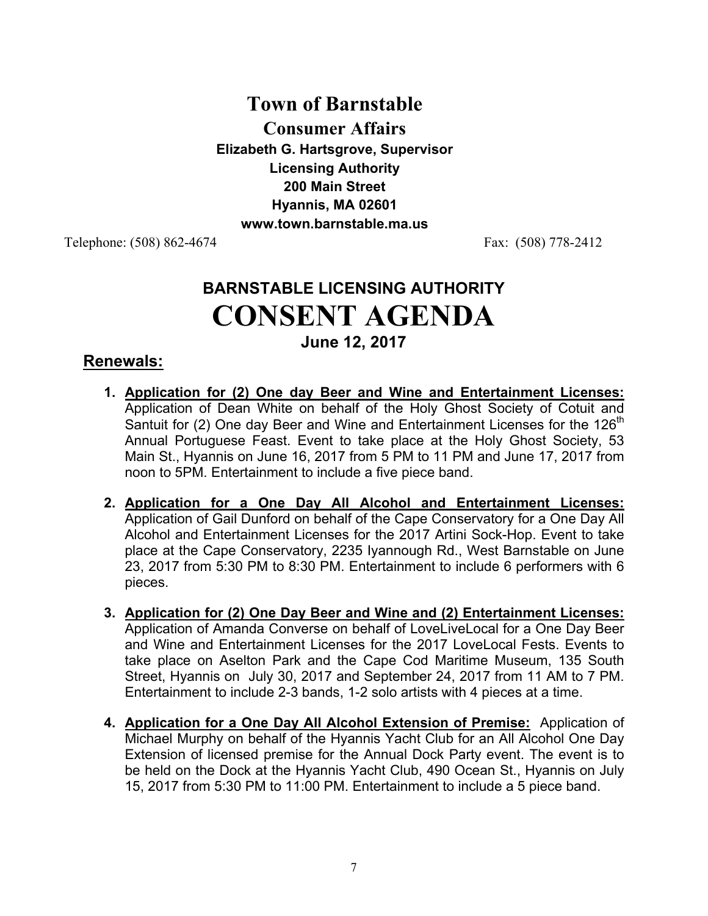# Town of Barnstable

## Consumer Affairs

**Elizabeth G. Hartsgrove, Supervisor**
**Licensing Authority**
**200 Main Street**
**Hyannis, MA 02601**
**www.town.barnstable.ma.us**

Telephone: (508) 862-4674 Fax: (508) 778-2412

# BARNSTABLE LICENSING AUTHORITY

# CONSENT AGENDA

**June 12, 2017**

## Renewals:

1. **Application for (2) One day Beer and Wine and Entertainment Licenses:** Application of Dean White on behalf of the Holy Ghost Society of Cotuit and Santuit for (2) One day Beer and Wine and Entertainment Licenses for the 126th Annual Portuguese Feast. Event to take place at the Holy Ghost Society, 53 Main St., Hyannis on June 16, 2017 from 5 PM to 11 PM and June 17, 2017 from noon to 5PM. Entertainment to include a five piece band.

2. **Application for a One Day All Alcohol and Entertainment Licenses:** Application of Gail Dunford on behalf of the Cape Conservatory for a One Day All Alcohol and Entertainment Licenses for the 2017 Artini Sock-Hop. Event to take place at the Cape Conservatory, 2235 Iyannough Rd., West Barnstable on June 23, 2017 from 5:30 PM to 8:30 PM. Entertainment to include 6 performers with 6 pieces.

3. **Application for (2) One Day Beer and Wine and (2) Entertainment Licenses:** Application of Amanda Converse on behalf of LoveLiveLocal for a One Day Beer and Wine and Entertainment Licenses for the 2017 LoveLocal Fests. Events to take place on Aselton Park and the Cape Cod Maritime Museum, 135 South Street, Hyannis on July 30, 2017 and September 24, 2017 from 11 AM to 7 PM. Entertainment to include 2-3 bands, 1-2 solo artists with 4 pieces at a time.

4. **Application for a One Day All Alcohol Extension of Premise:** Application of Michael Murphy on behalf of the Hyannis Yacht Club for an All Alcohol One Day Extension of licensed premise for the Annual Dock Party event. The event is to be held on the Dock at the Hyannis Yacht Club, 490 Ocean St., Hyannis on July 15, 2017 from 5:30 PM to 11:00 PM. Entertainment to include a 5 piece band.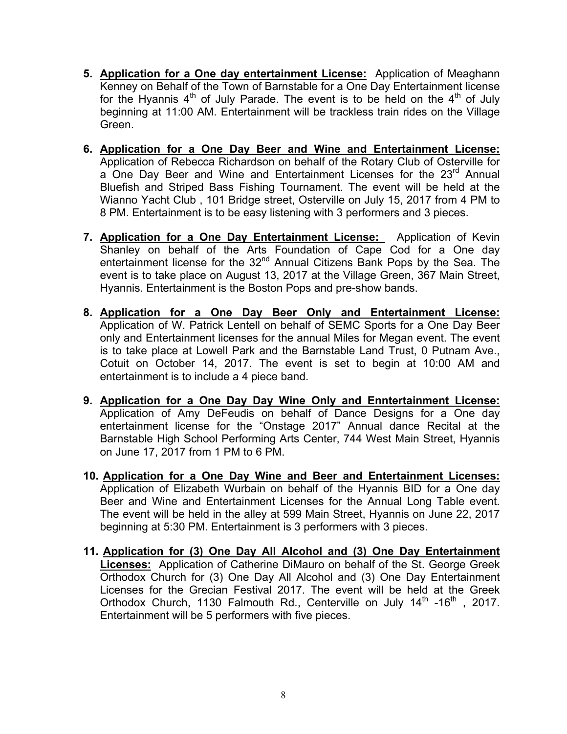5. **Application for a One day entertainment License:** Application of Meaghann Kenney on Behalf of the Town of Barnstable for a One Day Entertainment license for the Hyannis 4th of July Parade. The event is to be held on the 4th of July beginning at 11:00 AM. Entertainment will be trackless train rides on the Village Green.

6. **Application for a One Day Beer and Wine and Entertainment License:** Application of Rebecca Richardson on behalf of the Rotary Club of Osterville for a One Day Beer and Wine and Entertainment Licenses for the 23rd Annual Bluefish and Striped Bass Fishing Tournament. The event will be held at the Wianno Yacht Club , 101 Bridge street, Osterville on July 15, 2017 from 4 PM to 8 PM. Entertainment is to be easy listening with 3 performers and 3 pieces.

7. **Application for a One Day Entertainment License:** Application of Kevin Shanley on behalf of the Arts Foundation of Cape Cod for a One day entertainment license for the 32nd Annual Citizens Bank Pops by the Sea. The event is to take place on August 13, 2017 at the Village Green, 367 Main Street, Hyannis. Entertainment is the Boston Pops and pre-show bands.

8. **Application for a One Day Beer Only and Entertainment License:** Application of W. Patrick Lentell on behalf of SEMC Sports for a One Day Beer only and Entertainment licenses for the annual Miles for Megan event. The event is to take place at Lowell Park and the Barnstable Land Trust, 0 Putnam Ave., Cotuit on October 14, 2017. The event is set to begin at 10:00 AM and entertainment is to include a 4 piece band.

9. **Application for a One Day Day Wine Only and Enntertainment License:** Application of Amy DeFeudis on behalf of Dance Designs for a One day entertainment license for the "Onstage 2017" Annual dance Recital at the Barnstable High School Performing Arts Center, 744 West Main Street, Hyannis on June 17, 2017 from 1 PM to 6 PM.

10. **Application for a One Day Wine and Beer and Entertainment Licenses:** Application of Elizabeth Wurbain on behalf of the Hyannis BID for a One day Beer and Wine and Entertainment Licenses for the Annual Long Table event. The event will be held in the alley at 599 Main Street, Hyannis on June 22, 2017 beginning at 5:30 PM. Entertainment is 3 performers with 3 pieces.

11. **Application for (3) One Day All Alcohol and (3) One Day Entertainment Licenses:** Application of Catherine DiMauro on behalf of the St. George Greek Orthodox Church for (3) One Day All Alcohol and (3) One Day Entertainment Licenses for the Grecian Festival 2017. The event will be held at the Greek Orthodox Church, 1130 Falmouth Rd., Centerville on July 14th -16th , 2017. Entertainment will be 5 performers with five pieces.